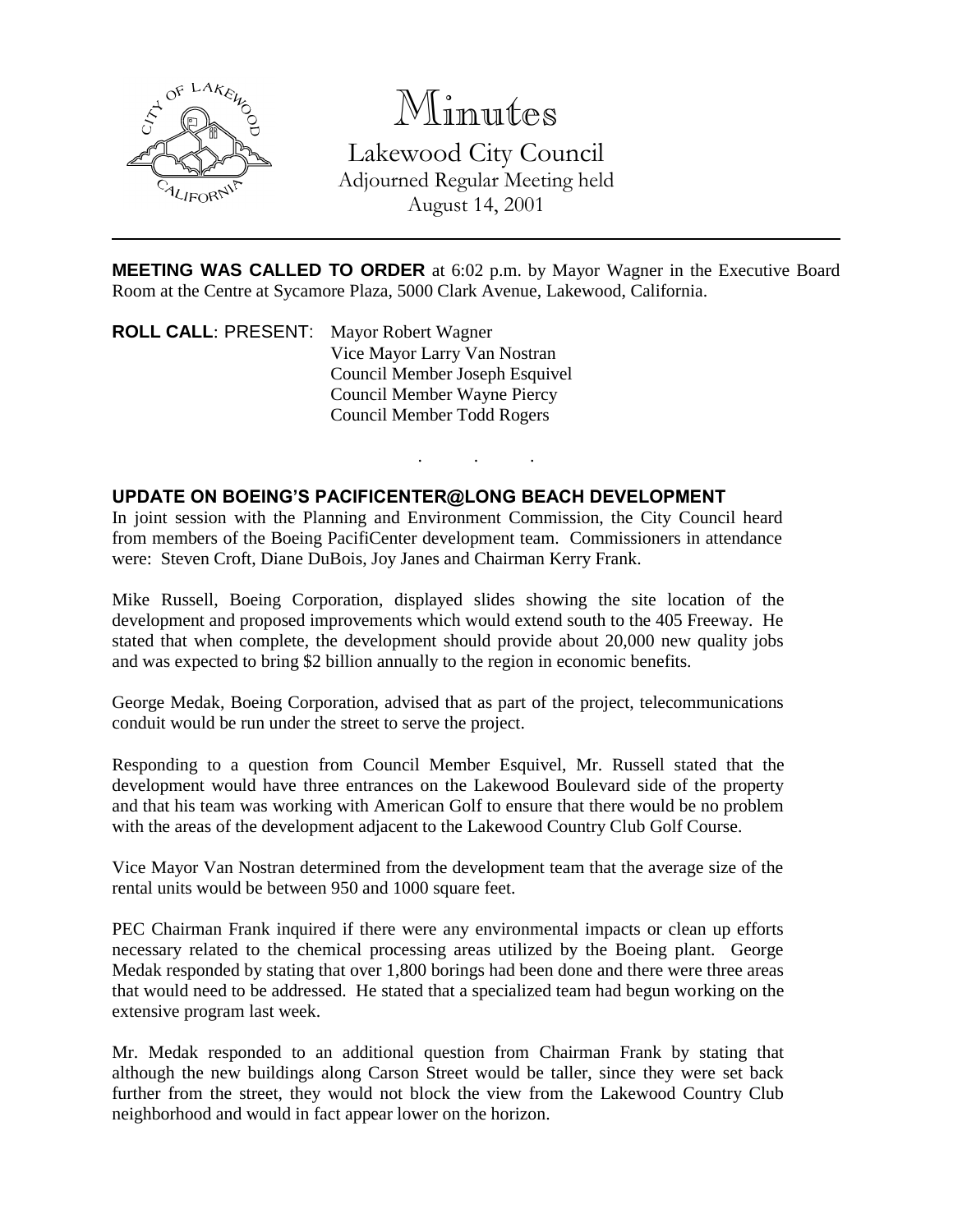# Minutes

## Lakewood City Council

Adjourned Regular Meeting held
August 14, 2001

---

**MEETING WAS CALLED TO ORDER** at 6:02 p.m. by Mayor Wagner in the Executive Board Room at the Centre at Sycamore Plaza, 5000 Clark Avenue, Lakewood, California.

**ROLL CALL**: PRESENT:
Mayor Robert Wagner
Vice Mayor Larry Van Nostran
Council Member Joseph Esquivel
Council Member Wayne Piercy
Council Member Todd Rogers

. . .

**UPDATE ON BOEING'S PACIFICENTER@LONG BEACH DEVELOPMENT**

In joint session with the Planning and Environment Commission, the City Council heard from members of the Boeing PacifiCenter development team. Commissioners in attendance were: Steven Croft, Diane DuBois, Joy Janes and Chairman Kerry Frank.

Mike Russell, Boeing Corporation, displayed slides showing the site location of the development and proposed improvements which would extend south to the 405 Freeway. He stated that when complete, the development should provide about 20,000 new quality jobs and was expected to bring $2 billion annually to the region in economic benefits.

George Medak, Boeing Corporation, advised that as part of the project, telecommunications conduit would be run under the street to serve the project.

Responding to a question from Council Member Esquivel, Mr. Russell stated that the development would have three entrances on the Lakewood Boulevard side of the property and that his team was working with American Golf to ensure that there would be no problem with the areas of the development adjacent to the Lakewood Country Club Golf Course.

Vice Mayor Van Nostran determined from the development team that the average size of the rental units would be between 950 and 1000 square feet.

PEC Chairman Frank inquired if there were any environmental impacts or clean up efforts necessary related to the chemical processing areas utilized by the Boeing plant. George Medak responded by stating that over 1,800 borings had been done and there were three areas that would need to be addressed. He stated that a specialized team had begun working on the extensive program last week.

Mr. Medak responded to an additional question from Chairman Frank by stating that although the new buildings along Carson Street would be taller, since they were set back further from the street, they would not block the view from the Lakewood Country Club neighborhood and would in fact appear lower on the horizon.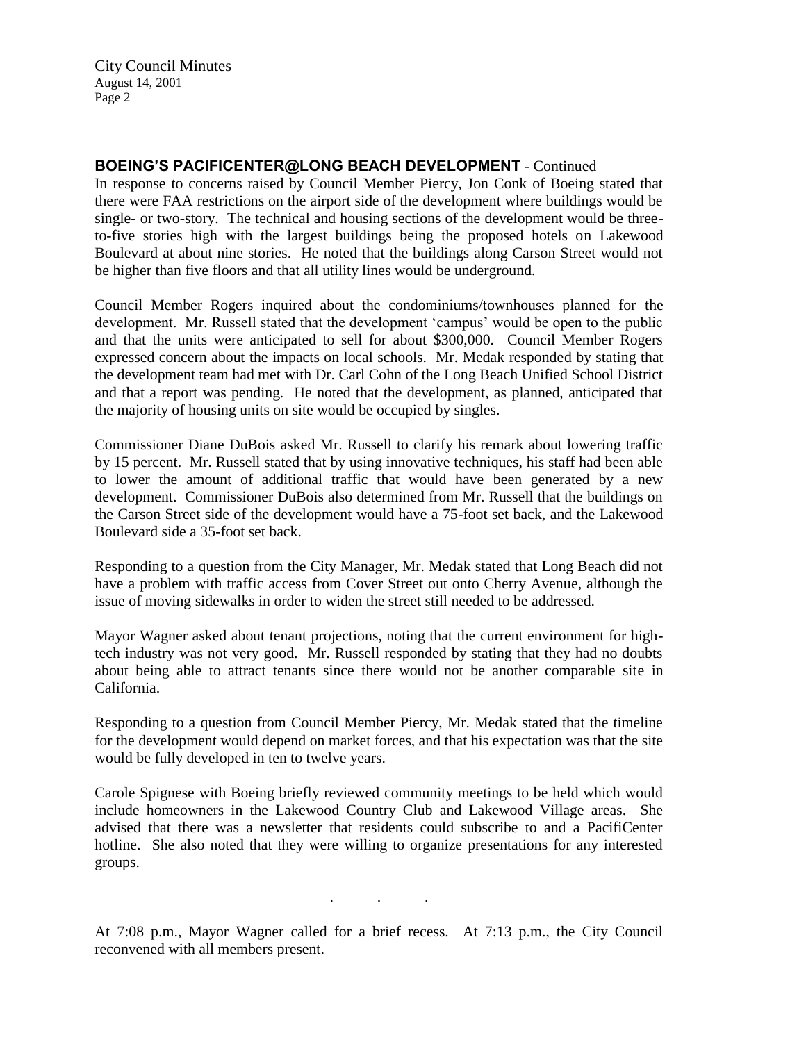**BOEING'S PACIFICENTER@LONG BEACH DEVELOPMENT** - Continued

In response to concerns raised by Council Member Piercy, Jon Conk of Boeing stated that there were FAA restrictions on the airport side of the development where buildings would be single- or two-story. The technical and housing sections of the development would be three-to-five stories high with the largest buildings being the proposed hotels on Lakewood Boulevard at about nine stories. He noted that the buildings along Carson Street would not be higher than five floors and that all utility lines would be underground.

Council Member Rogers inquired about the condominiums/townhouses planned for the development. Mr. Russell stated that the development 'campus' would be open to the public and that the units were anticipated to sell for about $300,000. Council Member Rogers expressed concern about the impacts on local schools. Mr. Medak responded by stating that the development team had met with Dr. Carl Cohn of the Long Beach Unified School District and that a report was pending. He noted that the development, as planned, anticipated that the majority of housing units on site would be occupied by singles.

Commissioner Diane DuBois asked Mr. Russell to clarify his remark about lowering traffic by 15 percent. Mr. Russell stated that by using innovative techniques, his staff had been able to lower the amount of additional traffic that would have been generated by a new development. Commissioner DuBois also determined from Mr. Russell that the buildings on the Carson Street side of the development would have a 75-foot set back, and the Lakewood Boulevard side a 35-foot set back.

Responding to a question from the City Manager, Mr. Medak stated that Long Beach did not have a problem with traffic access from Cover Street out onto Cherry Avenue, although the issue of moving sidewalks in order to widen the street still needed to be addressed.

Mayor Wagner asked about tenant projections, noting that the current environment for high-tech industry was not very good. Mr. Russell responded by stating that they had no doubts about being able to attract tenants since there would not be another comparable site in California.

Responding to a question from Council Member Piercy, Mr. Medak stated that the timeline for the development would depend on market forces, and that his expectation was that the site would be fully developed in ten to twelve years.

Carole Spignese with Boeing briefly reviewed community meetings to be held which would include homeowners in the Lakewood Country Club and Lakewood Village areas. She advised that there was a newsletter that residents could subscribe to and a PacifiCenter hotline. She also noted that they were willing to organize presentations for any interested groups.

. . .

At 7:08 p.m., Mayor Wagner called for a brief recess. At 7:13 p.m., the City Council reconvened with all members present.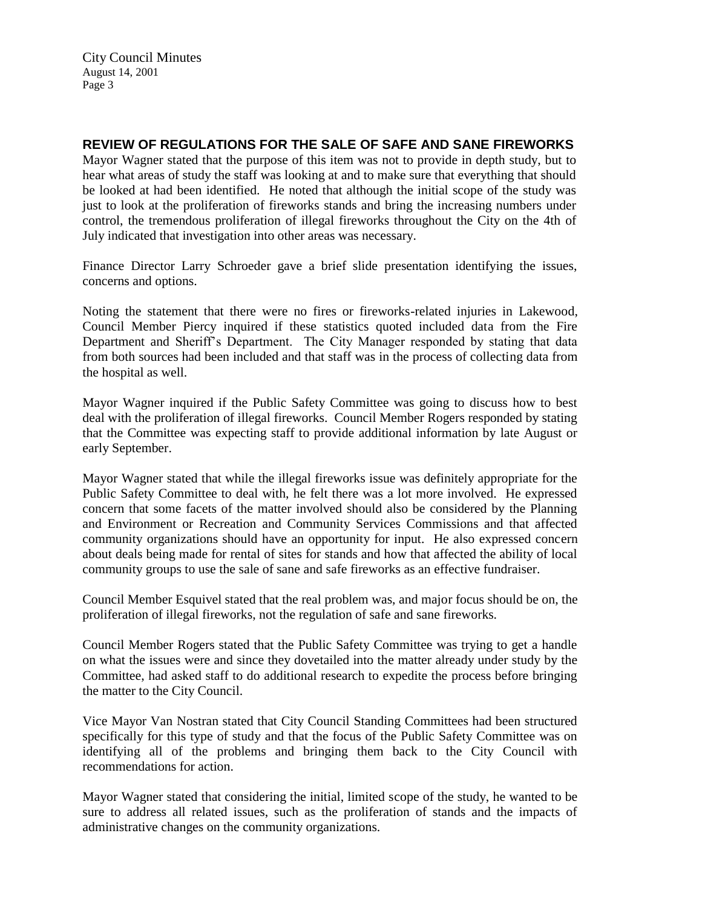## REVIEW OF REGULATIONS FOR THE SALE OF SAFE AND SANE FIREWORKS

Mayor Wagner stated that the purpose of this item was not to provide in depth study, but to hear what areas of study the staff was looking at and to make sure that everything that should be looked at had been identified. He noted that although the initial scope of the study was just to look at the proliferation of fireworks stands and bring the increasing numbers under control, the tremendous proliferation of illegal fireworks throughout the City on the 4th of July indicated that investigation into other areas was necessary.

Finance Director Larry Schroeder gave a brief slide presentation identifying the issues, concerns and options.

Noting the statement that there were no fires or fireworks-related injuries in Lakewood, Council Member Piercy inquired if these statistics quoted included data from the Fire Department and Sheriff's Department. The City Manager responded by stating that data from both sources had been included and that staff was in the process of collecting data from the hospital as well.

Mayor Wagner inquired if the Public Safety Committee was going to discuss how to best deal with the proliferation of illegal fireworks. Council Member Rogers responded by stating that the Committee was expecting staff to provide additional information by late August or early September.

Mayor Wagner stated that while the illegal fireworks issue was definitely appropriate for the Public Safety Committee to deal with, he felt there was a lot more involved. He expressed concern that some facets of the matter involved should also be considered by the Planning and Environment or Recreation and Community Services Commissions and that affected community organizations should have an opportunity for input. He also expressed concern about deals being made for rental of sites for stands and how that affected the ability of local community groups to use the sale of sane and safe fireworks as an effective fundraiser.

Council Member Esquivel stated that the real problem was, and major focus should be on, the proliferation of illegal fireworks, not the regulation of safe and sane fireworks.

Council Member Rogers stated that the Public Safety Committee was trying to get a handle on what the issues were and since they dovetailed into the matter already under study by the Committee, had asked staff to do additional research to expedite the process before bringing the matter to the City Council.

Vice Mayor Van Nostran stated that City Council Standing Committees had been structured specifically for this type of study and that the focus of the Public Safety Committee was on identifying all of the problems and bringing them back to the City Council with recommendations for action.

Mayor Wagner stated that considering the initial, limited scope of the study, he wanted to be sure to address all related issues, such as the proliferation of stands and the impacts of administrative changes on the community organizations.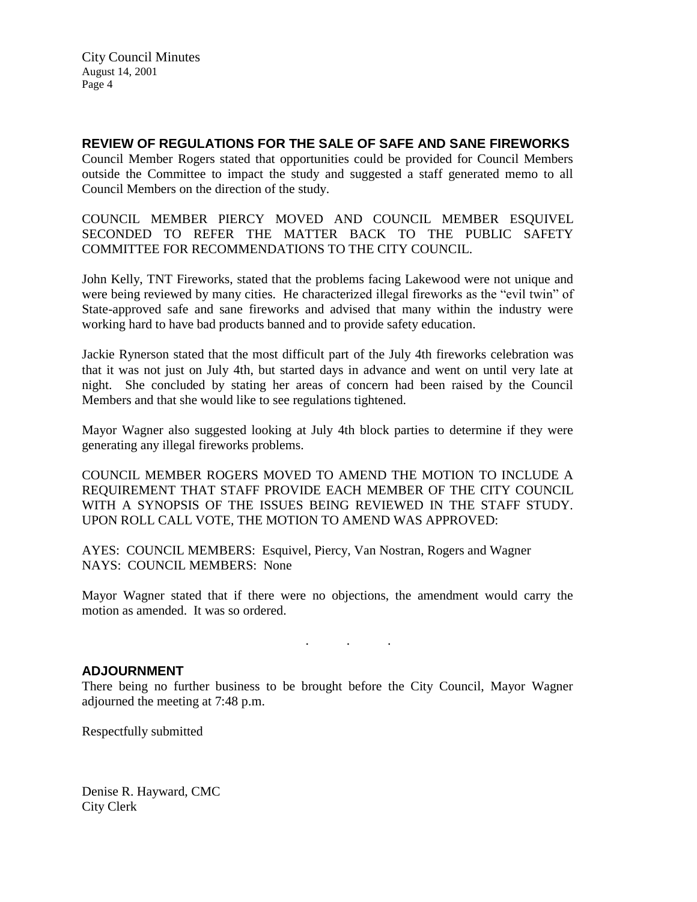## REVIEW OF REGULATIONS FOR THE SALE OF SAFE AND SANE FIREWORKS

Council Member Rogers stated that opportunities could be provided for Council Members outside the Committee to impact the study and suggested a staff generated memo to all Council Members on the direction of the study.

COUNCIL MEMBER PIERCY MOVED AND COUNCIL MEMBER ESQUIVEL SECONDED TO REFER THE MATTER BACK TO THE PUBLIC SAFETY COMMITTEE FOR RECOMMENDATIONS TO THE CITY COUNCIL.

John Kelly, TNT Fireworks, stated that the problems facing Lakewood were not unique and were being reviewed by many cities. He characterized illegal fireworks as the "evil twin" of State-approved safe and sane fireworks and advised that many within the industry were working hard to have bad products banned and to provide safety education.

Jackie Rynerson stated that the most difficult part of the July 4th fireworks celebration was that it was not just on July 4th, but started days in advance and went on until very late at night. She concluded by stating her areas of concern had been raised by the Council Members and that she would like to see regulations tightened.

Mayor Wagner also suggested looking at July 4th block parties to determine if they were generating any illegal fireworks problems.

COUNCIL MEMBER ROGERS MOVED TO AMEND THE MOTION TO INCLUDE A REQUIREMENT THAT STAFF PROVIDE EACH MEMBER OF THE CITY COUNCIL WITH A SYNOPSIS OF THE ISSUES BEING REVIEWED IN THE STAFF STUDY. UPON ROLL CALL VOTE, THE MOTION TO AMEND WAS APPROVED:

AYES: COUNCIL MEMBERS: Esquivel, Piercy, Van Nostran, Rogers and Wagner
NAYS: COUNCIL MEMBERS: None

Mayor Wagner stated that if there were no objections, the amendment would carry the motion as amended. It was so ordered.

. . .

## ADJOURNMENT

There being no further business to be brought before the City Council, Mayor Wagner adjourned the meeting at 7:48 p.m.

Respectfully submitted

Denise R. Hayward, CMC
City Clerk